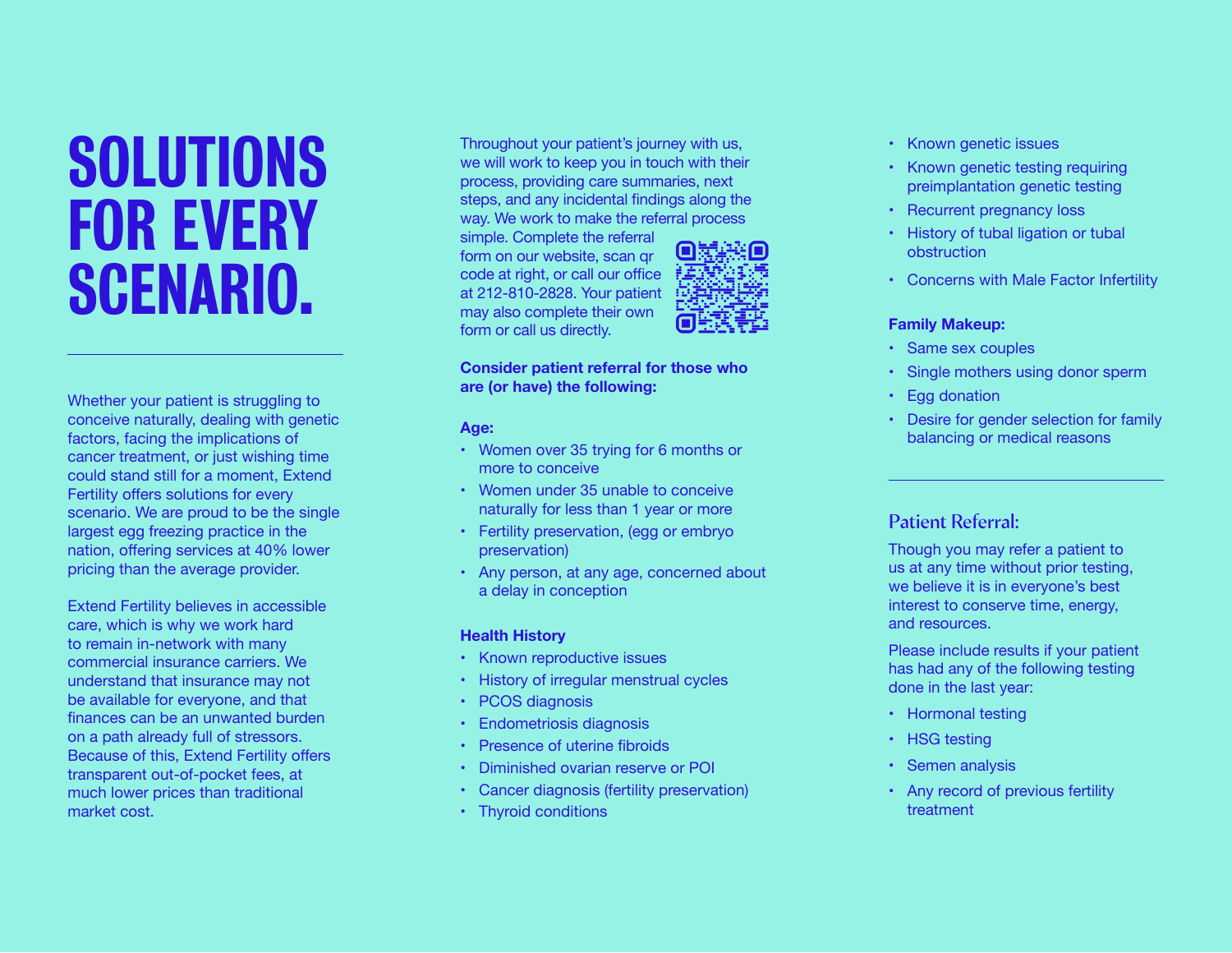# SOLUTIONS FOR EVERY SCENARIO.

Whether your patient is struggling to conceive naturally, dealing with genetic factors, facing the implications of cancer treatment, or just wishing time could stand still for a moment, Extend Fertility offers solutions for every scenario. We are proud to be the single largest egg freezing practice in the nation, offering services at 40% lower pricing than the average provider.

Extend Fertility believes in accessible care, which is why we work hard to remain in-network with many commercial insurance carriers. We understand that insurance may not be available for everyone, and that finances can be an unwanted burden on a path already full of stressors. Because of this, Extend Fertility offers transparent out-of-pocket fees, at much lower prices than traditional market cost.

Throughout your patient's journey with us, we will work to keep you in touch with their process, providing care summaries, next steps, and any incidental findings along the way. We work to make the referral process simple. Complete the referral form on our website, scan qr code at right, or call our office at 212-810-2828. Your patient may also complete their own form or call us directly.

**Consider patient referral for those who are (or have) the following:**

**Age:**

- Women over 35 trying for 6 months or more to conceive
- Women under 35 unable to conceive naturally for less than 1 year or more
- Fertility preservation, (egg or embryo preservation)
- Any person, at any age, concerned about a delay in conception

**Health History**

- Known reproductive issues
- History of irregular menstrual cycles
- PCOS diagnosis
- Endometriosis diagnosis
- Presence of uterine fibroids
- Diminished ovarian reserve or POI
- Cancer diagnosis (fertility preservation)
- Thyroid conditions
- Known genetic issues
- Known genetic testing requiring preimplantation genetic testing
- Recurrent pregnancy loss
- History of tubal ligation or tubal obstruction
- Concerns with Male Factor Infertility

**Family Makeup:**

- Same sex couples
- Single mothers using donor sperm
- Egg donation
- Desire for gender selection for family balancing or medical reasons

## Patient Referral:

Though you may refer a patient to us at any time without prior testing, we believe it is in everyone's best interest to conserve time, energy, and resources.

Please include results if your patient has had any of the following testing done in the last year:

- Hormonal testing
- HSG testing
- Semen analysis
- Any record of previous fertility treatment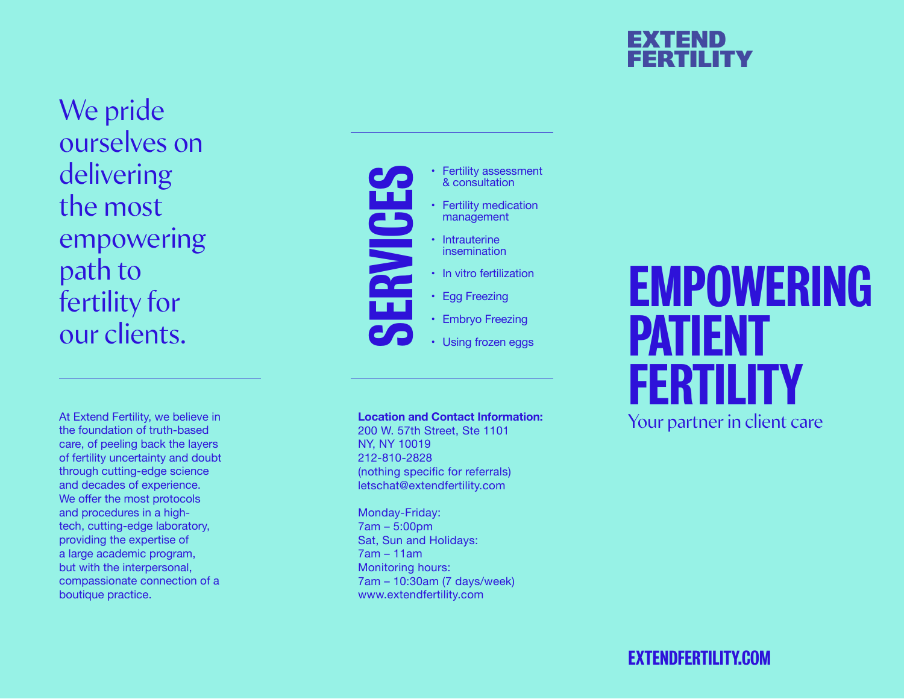We pride ourselves on delivering the most empowering path to fertility for our clients.

---

At Extend Fertility, we believe in the foundation of truth-based care, of peeling back the layers of fertility uncertainty and doubt through cutting-edge science and decades of experience. We offer the most protocols and procedures in a high-tech, cutting-edge laboratory, providing the expertise of a large academic program, but with the interpersonal, compassionate connection of a boutique practice.

## SERVICES

- Fertility assessment & consultation
- Fertility medication management
- Intrauterine insemination
- In vitro fertilization
- Egg Freezing
- Embryo Freezing
- Using frozen eggs

---

**Location and Contact Information:**
200 W. 57th Street, Ste 1101
NY, NY 10019
212-810-2828
(nothing specific for referrals)
letschat@extendfertility.com

Monday-Friday:
7am – 5:00pm
Sat, Sun and Holidays:
7am – 11am
Monitoring hours:
7am – 10:30am (7 days/week)
www.extendfertility.com

**EXTEND FERTILITY**

# EMPOWERING PATIENT FERTILITY

Your partner in client care

**EXTENDFERTILITY.COM**